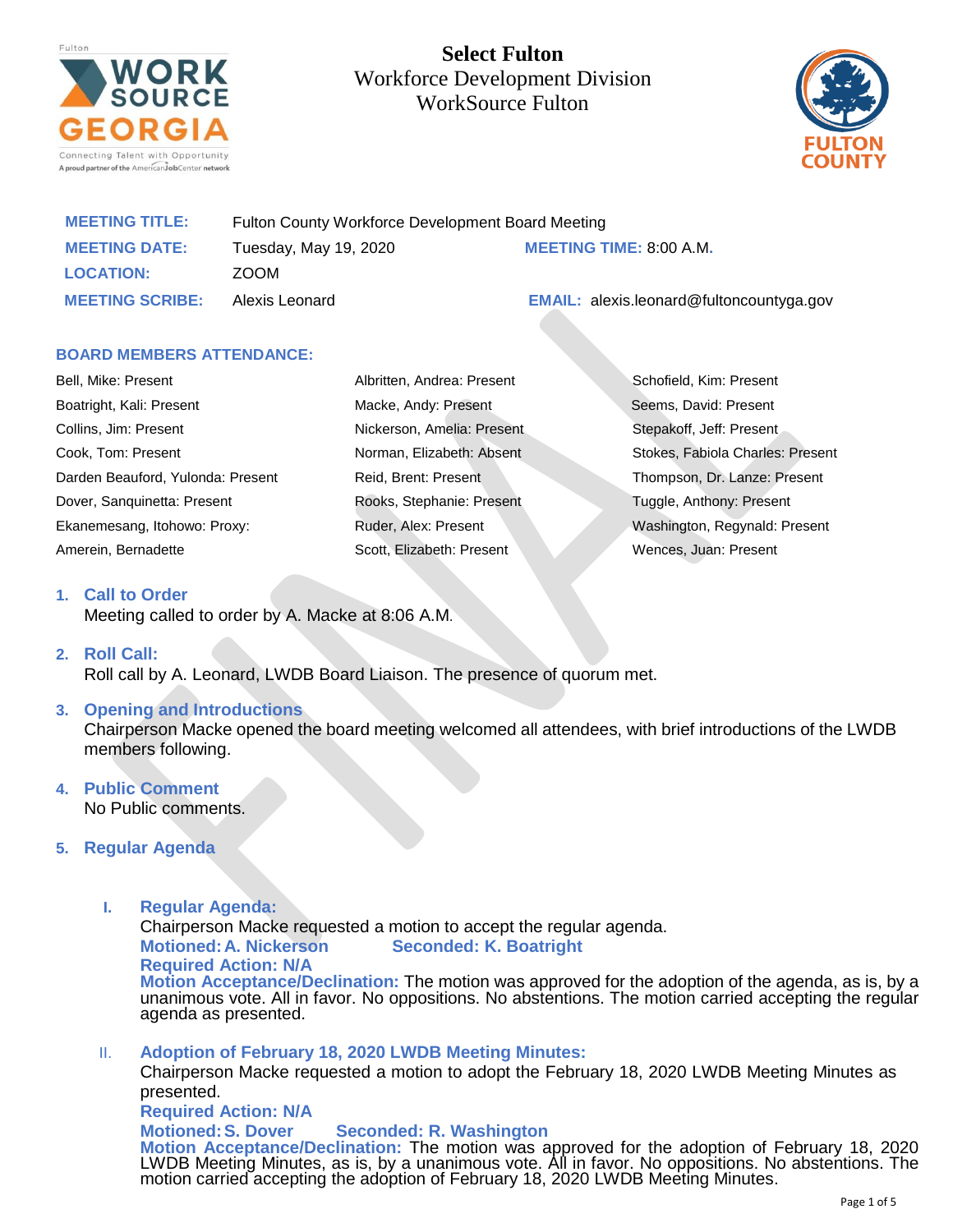# Select Fulton
## Workforce Development Division
## WorkSource Fulton

| | | | |
|---|---|---|---|
| **MEETING TITLE:** | Fulton County Workforce Development Board Meeting | | |
| **MEETING DATE:** | Tuesday, May 19, 2020 | **MEETING TIME:** | 8:00 A.M. |
| **LOCATION:** | ZOOM | | |
| **MEETING SCRIBE:** | Alexis Leonard | **EMAIL:** | alexis.leonard@fultoncountyga.gov |

**BOARD MEMBERS ATTENDANCE:**

| | | |
|---|---|---|
| Bell, Mike: Present | Albritten, Andrea: Present | Schofield, Kim: Present |
| Boatright, Kali: Present | Macke, Andy: Present | Seems, David: Present |
| Collins, Jim: Present | Nickerson, Amelia: Present | Stepakoff, Jeff: Present |
| Cook, Tom: Present | Norman, Elizabeth: Absent | Stokes, Fabiola Charles: Present |
| Darden Beauford, Yulonda: Present | Reid, Brent: Present | Thompson, Dr. Lanze: Present |
| Dover, Sanquinetta: Present | Rooks, Stephanie: Present | Tuggle, Anthony: Present |
| Ekanemesang, Itohowo: Proxy: | Ruder, Alex: Present | Washington, Regynald: Present |
| Amerein, Bernadette | Scott, Elizabeth: Present | Wences, Juan: Present |

1. **Call to Order**
   Meeting called to order by A. Macke at 8:06 A.M.

2. **Roll Call:**
   Roll call by A. Leonard, LWDB Board Liaison. The presence of quorum met.

3. **Opening and Introductions**
   Chairperson Macke opened the board meeting welcomed all attendees, with brief introductions of the LWDB members following.

4. **Public Comment**
   No Public comments.

5. **Regular Agenda**

   I. **Regular Agenda:**
   Chairperson Macke requested a motion to accept the regular agenda.
   **Motioned: A. Nickerson** **Seconded: K. Boatright**
   **Required Action: N/A**
   **Motion Acceptance/Declination:** The motion was approved for the adoption of the agenda, as is, by a unanimous vote. All in favor. No oppositions. No abstentions. The motion carried accepting the regular agenda as presented.

   II. **Adoption of February 18, 2020 LWDB Meeting Minutes:**
   Chairperson Macke requested a motion to adopt the February 18, 2020 LWDB Meeting Minutes as presented.
   **Required Action: N/A**
   **Motioned: S. Dover** **Seconded: R. Washington**
   **Motion Acceptance/Declination:** The motion was approved for the adoption of February 18, 2020 LWDB Meeting Minutes, as is, by a unanimous vote. All in favor. No oppositions. No abstentions. The motion carried accepting the adoption of February 18, 2020 LWDB Meeting Minutes.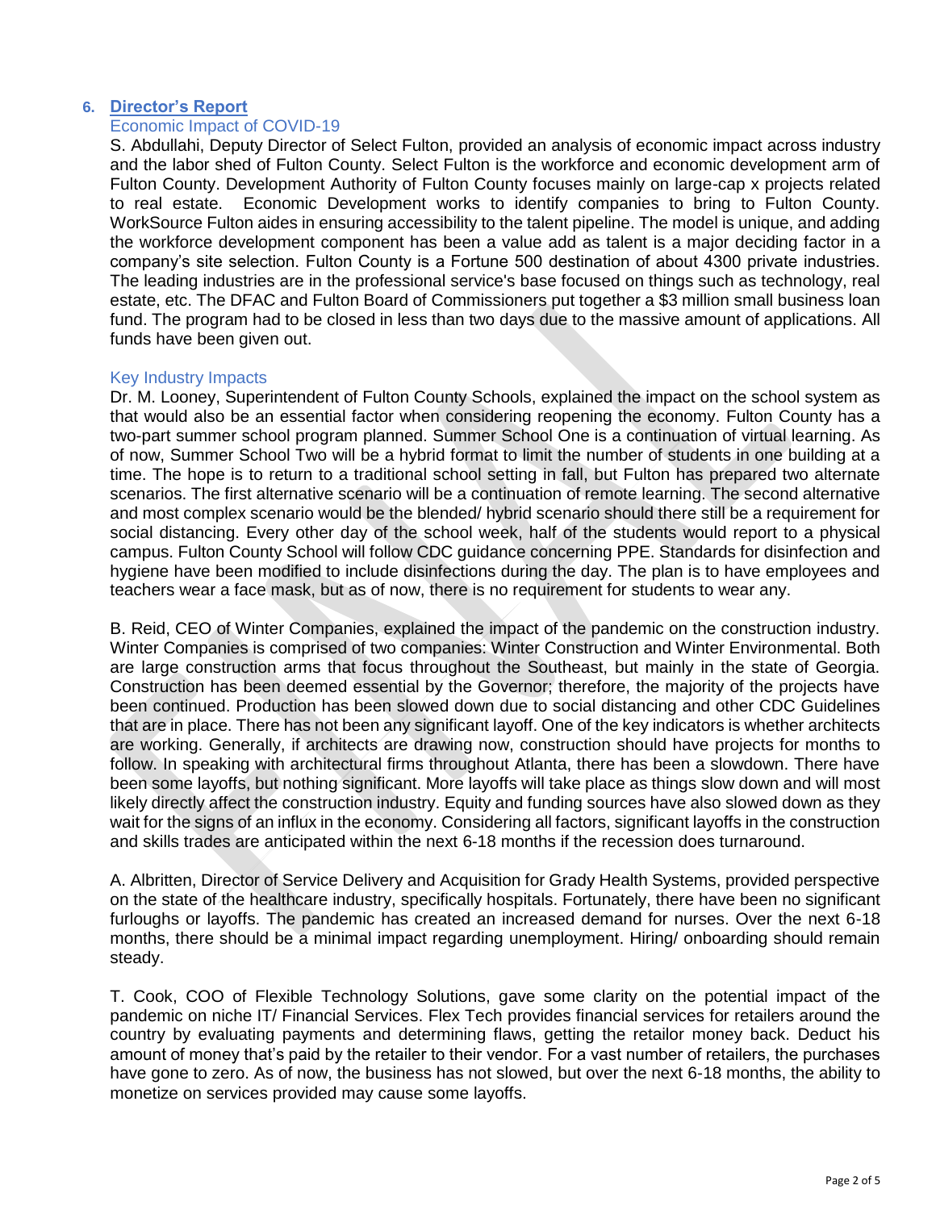## 6. Director's Report

### Economic Impact of COVID-19

S. Abdullahi, Deputy Director of Select Fulton, provided an analysis of economic impact across industry and the labor shed of Fulton County. Select Fulton is the workforce and economic development arm of Fulton County. Development Authority of Fulton County focuses mainly on large-cap x projects related to real estate. Economic Development works to identify companies to bring to Fulton County. WorkSource Fulton aides in ensuring accessibility to the talent pipeline. The model is unique, and adding the workforce development component has been a value add as talent is a major deciding factor in a company's site selection. Fulton County is a Fortune 500 destination of about 4300 private industries. The leading industries are in the professional service's base focused on things such as technology, real estate, etc. The DFAC and Fulton Board of Commissioners put together a $3 million small business loan fund. The program had to be closed in less than two days due to the massive amount of applications. All funds have been given out.

### Key Industry Impacts

Dr. M. Looney, Superintendent of Fulton County Schools, explained the impact on the school system as that would also be an essential factor when considering reopening the economy. Fulton County has a two-part summer school program planned. Summer School One is a continuation of virtual learning. As of now, Summer School Two will be a hybrid format to limit the number of students in one building at a time. The hope is to return to a traditional school setting in fall, but Fulton has prepared two alternate scenarios. The first alternative scenario will be a continuation of remote learning. The second alternative and most complex scenario would be the blended/ hybrid scenario should there still be a requirement for social distancing. Every other day of the school week, half of the students would report to a physical campus. Fulton County School will follow CDC guidance concerning PPE. Standards for disinfection and hygiene have been modified to include disinfections during the day. The plan is to have employees and teachers wear a face mask, but as of now, there is no requirement for students to wear any.

B. Reid, CEO of Winter Companies, explained the impact of the pandemic on the construction industry. Winter Companies is comprised of two companies: Winter Construction and Winter Environmental. Both are large construction arms that focus throughout the Southeast, but mainly in the state of Georgia. Construction has been deemed essential by the Governor; therefore, the majority of the projects have been continued. Production has been slowed down due to social distancing and other CDC Guidelines that are in place. There has not been any significant layoff. One of the key indicators is whether architects are working. Generally, if architects are drawing now, construction should have projects for months to follow. In speaking with architectural firms throughout Atlanta, there has been a slowdown. There have been some layoffs, but nothing significant. More layoffs will take place as things slow down and will most likely directly affect the construction industry. Equity and funding sources have also slowed down as they wait for the signs of an influx in the economy. Considering all factors, significant layoffs in the construction and skills trades are anticipated within the next 6-18 months if the recession does turnaround.

A. Albritten, Director of Service Delivery and Acquisition for Grady Health Systems, provided perspective on the state of the healthcare industry, specifically hospitals. Fortunately, there have been no significant furloughs or layoffs. The pandemic has created an increased demand for nurses. Over the next 6-18 months, there should be a minimal impact regarding unemployment. Hiring/ onboarding should remain steady.

T. Cook, COO of Flexible Technology Solutions, gave some clarity on the potential impact of the pandemic on niche IT/ Financial Services. Flex Tech provides financial services for retailers around the country by evaluating payments and determining flaws, getting the retailor money back. Deduct his amount of money that's paid by the retailer to their vendor. For a vast number of retailers, the purchases have gone to zero. As of now, the business has not slowed, but over the next 6-18 months, the ability to monetize on services provided may cause some layoffs.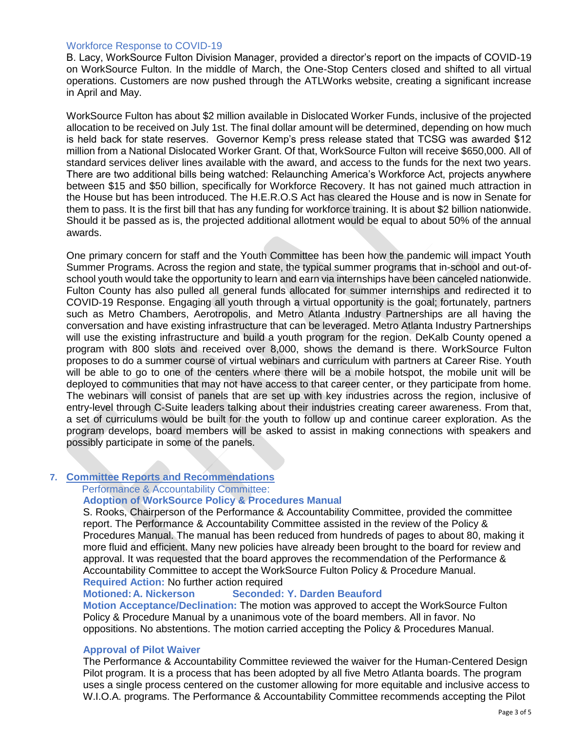### Workforce Response to COVID-19

B. Lacy, WorkSource Fulton Division Manager, provided a director's report on the impacts of COVID-19 on WorkSource Fulton. In the middle of March, the One-Stop Centers closed and shifted to all virtual operations. Customers are now pushed through the ATLWorks website, creating a significant increase in April and May.

WorkSource Fulton has about $2 million available in Dislocated Worker Funds, inclusive of the projected allocation to be received on July 1st. The final dollar amount will be determined, depending on how much is held back for state reserves. Governor Kemp's press release stated that TCSG was awarded $12 million from a National Dislocated Worker Grant. Of that, WorkSource Fulton will receive $650,000. All of standard services deliver lines available with the award, and access to the funds for the next two years. There are two additional bills being watched: Relaunching America's Workforce Act, projects anywhere between $15 and $50 billion, specifically for Workforce Recovery. It has not gained much attraction in the House but has been introduced. The H.E.R.O.S Act has cleared the House and is now in Senate for them to pass. It is the first bill that has any funding for workforce training. It is about $2 billion nationwide. Should it be passed as is, the projected additional allotment would be equal to about 50% of the annual awards.

One primary concern for staff and the Youth Committee has been how the pandemic will impact Youth Summer Programs. Across the region and state, the typical summer programs that in-school and out-of-school youth would take the opportunity to learn and earn via internships have been canceled nationwide. Fulton County has also pulled all general funds allocated for summer internships and redirected it to COVID-19 Response. Engaging all youth through a virtual opportunity is the goal; fortunately, partners such as Metro Chambers, Aerotropolis, and Metro Atlanta Industry Partnerships are all having the conversation and have existing infrastructure that can be leveraged. Metro Atlanta Industry Partnerships will use the existing infrastructure and build a youth program for the region. DeKalb County opened a program with 800 slots and received over 8,000, shows the demand is there. WorkSource Fulton proposes to do a summer course of virtual webinars and curriculum with partners at Career Rise. Youth will be able to go to one of the centers where there will be a mobile hotspot, the mobile unit will be deployed to communities that may not have access to that career center, or they participate from home. The webinars will consist of panels that are set up with key industries across the region, inclusive of entry-level through C-Suite leaders talking about their industries creating career awareness. From that, a set of curriculums would be built for the youth to follow up and continue career exploration. As the program develops, board members will be asked to assist in making connections with speakers and possibly participate in some of the panels.

## 7. Committee Reports and Recommendations

Performance & Accountability Committee:

**Adoption of WorkSource Policy & Procedures Manual**

S. Rooks, Chairperson of the Performance & Accountability Committee, provided the committee report. The Performance & Accountability Committee assisted in the review of the Policy & Procedures Manual. The manual has been reduced from hundreds of pages to about 80, making it more fluid and efficient. Many new policies have already been brought to the board for review and approval. It was requested that the board approves the recommendation of the Performance & Accountability Committee to accept the WorkSource Fulton Policy & Procedure Manual.

**Required Action:** No further action required

**Motioned: A. Nickerson** **Seconded: Y. Darden Beauford**

**Motion Acceptance/Declination:** The motion was approved to accept the WorkSource Fulton Policy & Procedure Manual by a unanimous vote of the board members. All in favor. No oppositions. No abstentions. The motion carried accepting the Policy & Procedures Manual.

**Approval of Pilot Waiver**

The Performance & Accountability Committee reviewed the waiver for the Human-Centered Design Pilot program. It is a process that has been adopted by all five Metro Atlanta boards. The program uses a single process centered on the customer allowing for more equitable and inclusive access to W.I.O.A. programs. The Performance & Accountability Committee recommends accepting the Pilot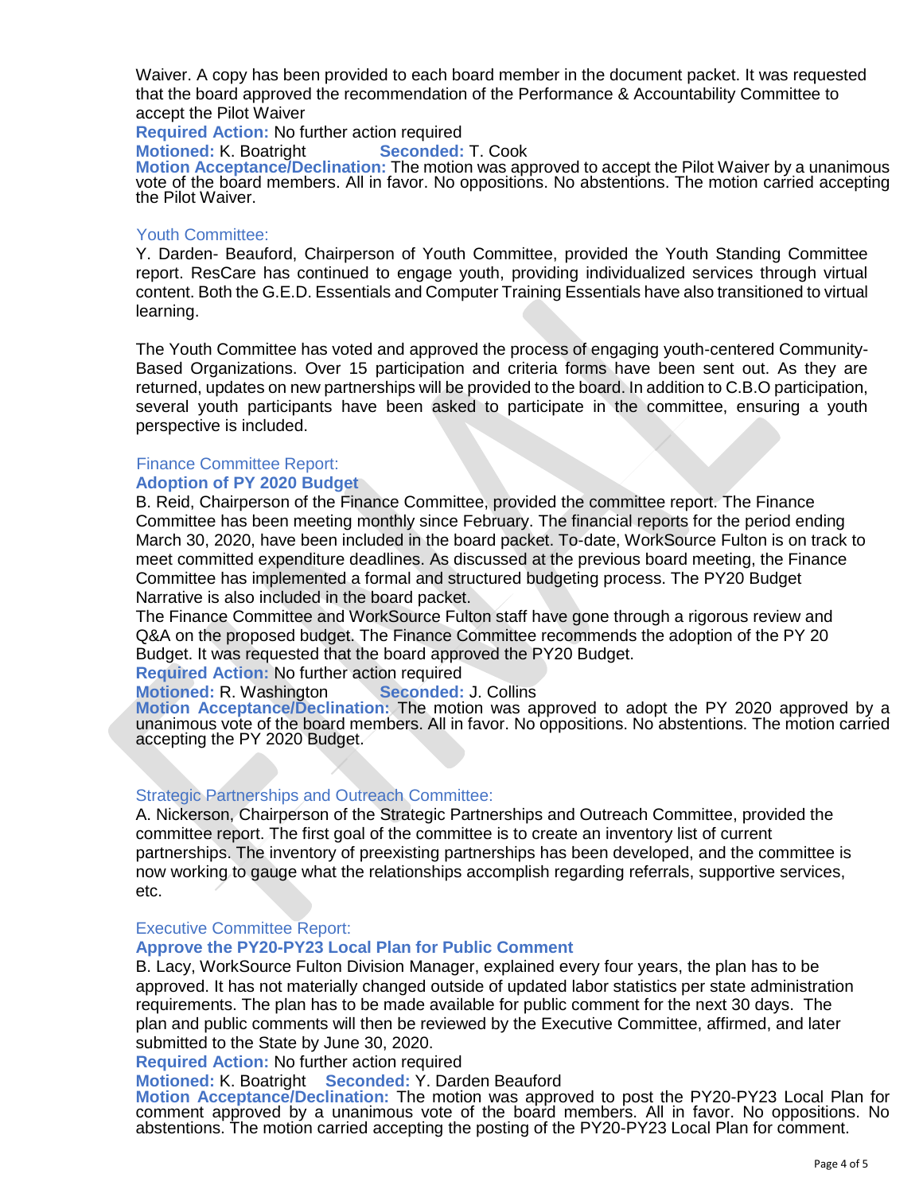Waiver. A copy has been provided to each board member in the document packet. It was requested that the board approved the recommendation of the Performance & Accountability Committee to accept the Pilot Waiver

**Required Action:** No further action required

**Motioned:** K. Boatright **Seconded:** T. Cook

**Motion Acceptance/Declination:** The motion was approved to accept the Pilot Waiver by a unanimous vote of the board members. All in favor. No oppositions. No abstentions. The motion carried accepting the Pilot Waiver.

### Youth Committee:

Y. Darden- Beauford, Chairperson of Youth Committee, provided the Youth Standing Committee report. ResCare has continued to engage youth, providing individualized services through virtual content. Both the G.E.D. Essentials and Computer Training Essentials have also transitioned to virtual learning.

The Youth Committee has voted and approved the process of engaging youth-centered Community-Based Organizations. Over 15 participation and criteria forms have been sent out. As they are returned, updates on new partnerships will be provided to the board. In addition to C.B.O participation, several youth participants have been asked to participate in the committee, ensuring a youth perspective is included.

### Finance Committee Report:

**Adoption of PY 2020 Budget**

B. Reid, Chairperson of the Finance Committee, provided the committee report. The Finance Committee has been meeting monthly since February. The financial reports for the period ending March 30, 2020, have been included in the board packet. To-date, WorkSource Fulton is on track to meet committed expenditure deadlines. As discussed at the previous board meeting, the Finance Committee has implemented a formal and structured budgeting process. The PY20 Budget Narrative is also included in the board packet.

The Finance Committee and WorkSource Fulton staff have gone through a rigorous review and Q&A on the proposed budget. The Finance Committee recommends the adoption of the PY 20 Budget. It was requested that the board approved the PY20 Budget.

**Required Action:** No further action required

**Motioned:** R. Washington **Seconded:** J. Collins

**Motion Acceptance/Declination:** The motion was approved to adopt the PY 2020 approved by a unanimous vote of the board members. All in favor. No oppositions. No abstentions. The motion carried accepting the PY 2020 Budget.

### Strategic Partnerships and Outreach Committee:

A. Nickerson, Chairperson of the Strategic Partnerships and Outreach Committee, provided the committee report. The first goal of the committee is to create an inventory list of current partnerships. The inventory of preexisting partnerships has been developed, and the committee is now working to gauge what the relationships accomplish regarding referrals, supportive services, etc.

### Executive Committee Report:

**Approve the PY20-PY23 Local Plan for Public Comment**

B. Lacy, WorkSource Fulton Division Manager, explained every four years, the plan has to be approved. It has not materially changed outside of updated labor statistics per state administration requirements. The plan has to be made available for public comment for the next 30 days. The plan and public comments will then be reviewed by the Executive Committee, affirmed, and later submitted to the State by June 30, 2020.

**Required Action:** No further action required

**Motioned:** K. Boatright **Seconded:** Y. Darden Beauford

**Motion Acceptance/Declination:** The motion was approved to post the PY20-PY23 Local Plan for comment approved by a unanimous vote of the board members. All in favor. No oppositions. No abstentions. The motion carried accepting the posting of the PY20-PY23 Local Plan for comment.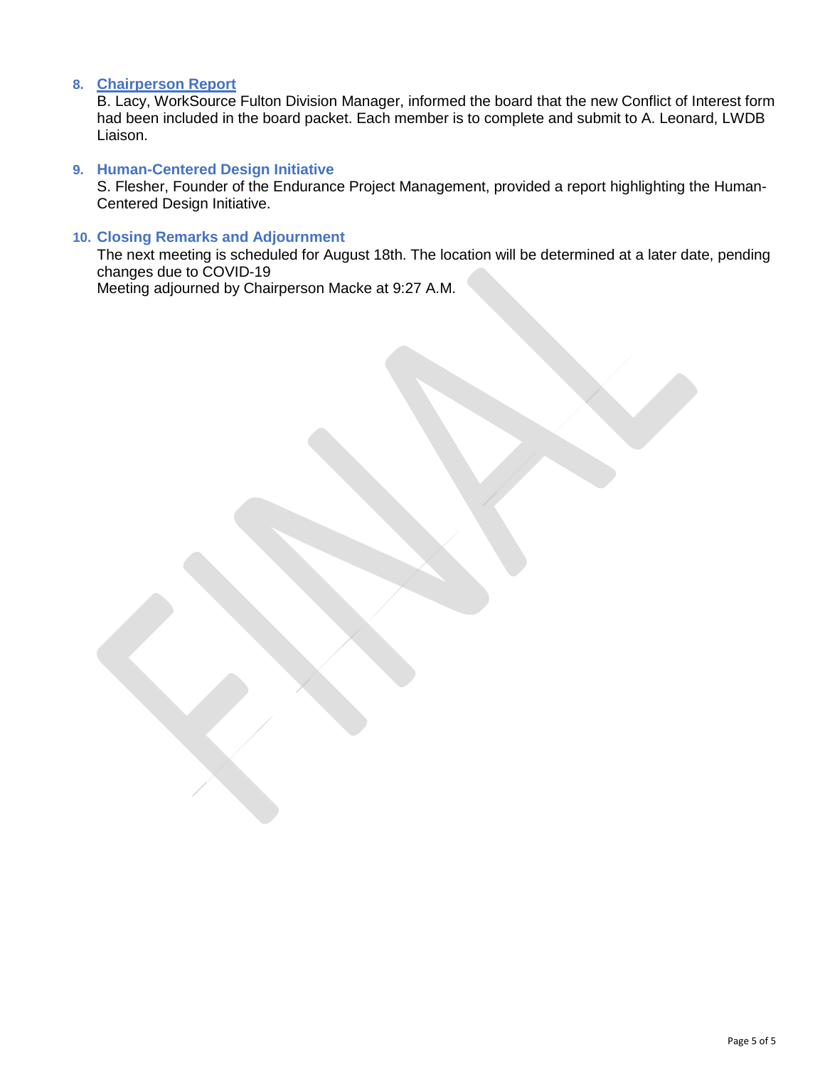8. **Chairperson Report**

B. Lacy, WorkSource Fulton Division Manager, informed the board that the new Conflict of Interest form had been included in the board packet. Each member is to complete and submit to A. Leonard, LWDB Liaison.

9. **Human-Centered Design Initiative**

S. Flesher, Founder of the Endurance Project Management, provided a report highlighting the Human-Centered Design Initiative.

10. **Closing Remarks and Adjournment**

The next meeting is scheduled for August 18th. The location will be determined at a later date, pending changes due to COVID-19

Meeting adjourned by Chairperson Macke at 9:27 A.M.